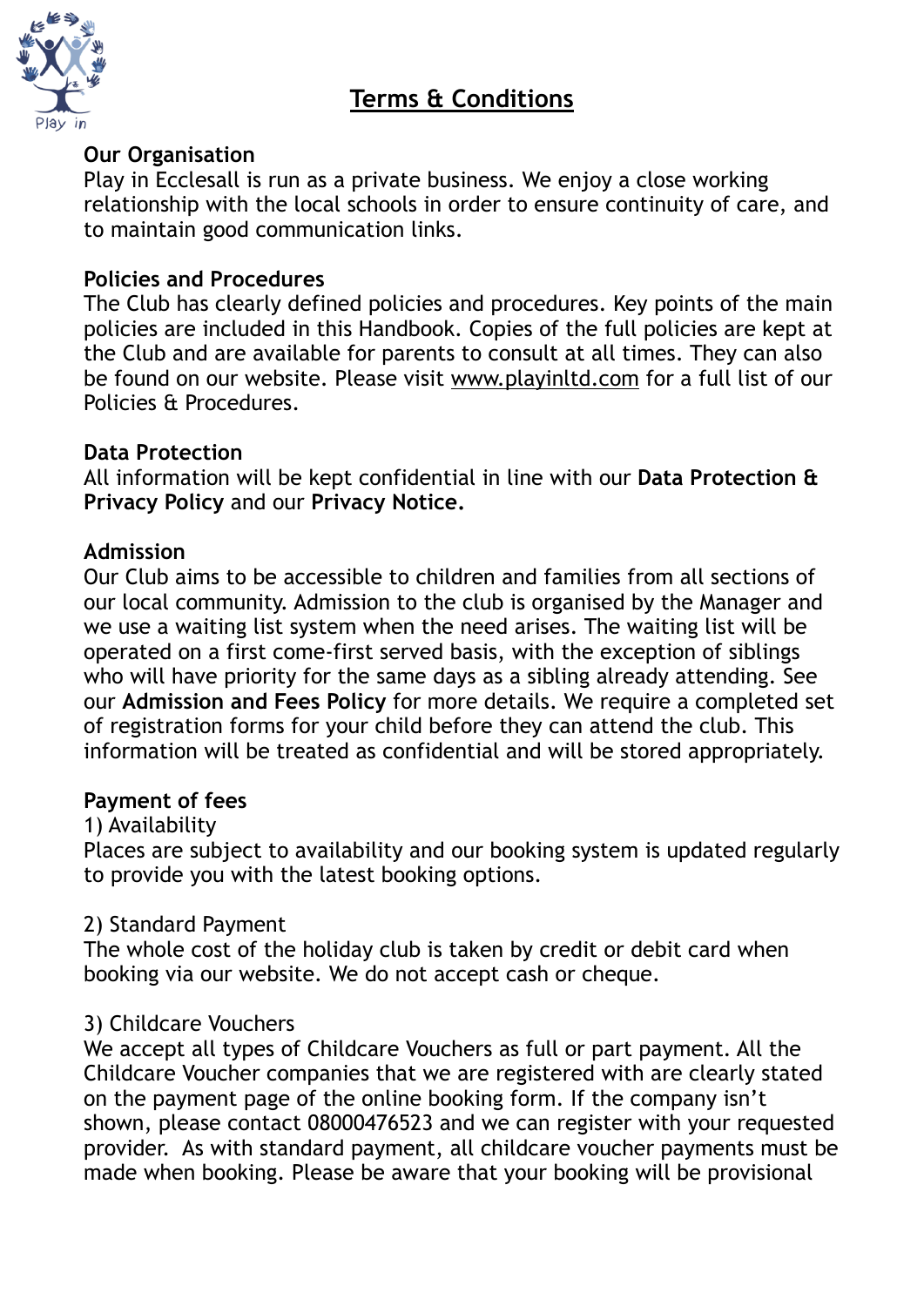# Terms & Conditions

**Our Organisation**

Play in Ecclesall is run as a private business. We enjoy a close working relationship with the local schools in order to ensure continuity of care, and to maintain good communication links.

**Policies and Procedures**

The Club has clearly defined policies and procedures. Key points of the main policies are included in this Handbook. Copies of the full policies are kept at the Club and are available for parents to consult at all times. They can also be found on our website. Please visit www.playinltd.com for a full list of our Policies & Procedures.

**Data Protection**

All information will be kept confidential in line with our **Data Protection & Privacy Policy** and our **Privacy Notice.**

**Admission**

Our Club aims to be accessible to children and families from all sections of our local community. Admission to the club is organised by the Manager and we use a waiting list system when the need arises. The waiting list will be operated on a first come-first served basis, with the exception of siblings who will have priority for the same days as a sibling already attending. See our **Admission and Fees Policy** for more details. We require a completed set of registration forms for your child before they can attend the club. This information will be treated as confidential and will be stored appropriately.

**Payment of fees**

1) Availability

Places are subject to availability and our booking system is updated regularly to provide you with the latest booking options.

2) Standard Payment

The whole cost of the holiday club is taken by credit or debit card when booking via our website. We do not accept cash or cheque.

3) Childcare Vouchers

We accept all types of Childcare Vouchers as full or part payment. All the Childcare Voucher companies that we are registered with are clearly stated on the payment page of the online booking form. If the company isn't shown, please contact 08000476523 and we can register with your requested provider. As with standard payment, all childcare voucher payments must be made when booking. Please be aware that your booking will be provisional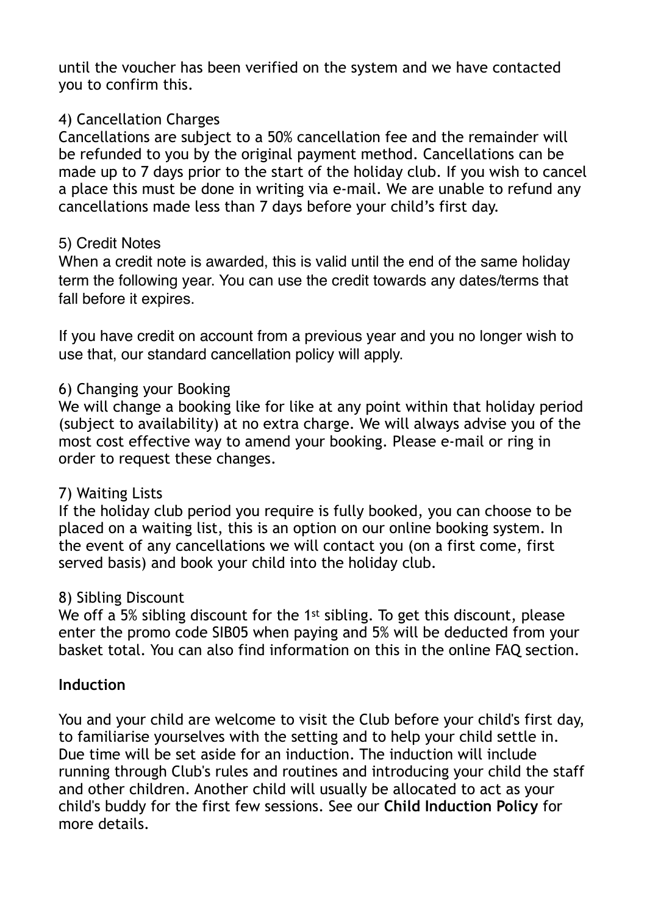until the voucher has been verified on the system and we have contacted you to confirm this.

4) Cancellation Charges

Cancellations are subject to a 50% cancellation fee and the remainder will be refunded to you by the original payment method. Cancellations can be made up to 7 days prior to the start of the holiday club. If you wish to cancel a place this must be done in writing via e-mail. We are unable to refund any cancellations made less than 7 days before your child's first day.

5) Credit Notes

When a credit note is awarded, this is valid until the end of the same holiday term the following year. You can use the credit towards any dates/terms that fall before it expires.

If you have credit on account from a previous year and you no longer wish to use that, our standard cancellation policy will apply.

6) Changing your Booking

We will change a booking like for like at any point within that holiday period (subject to availability) at no extra charge. We will always advise you of the most cost effective way to amend your booking. Please e-mail or ring in order to request these changes.

7) Waiting Lists

If the holiday club period you require is fully booked, you can choose to be placed on a waiting list, this is an option on our online booking system. In the event of any cancellations we will contact you (on a first come, first served basis) and book your child into the holiday club.

8) Sibling Discount

We off a 5% sibling discount for the 1st sibling. To get this discount, please enter the promo code SIB05 when paying and 5% will be deducted from your basket total. You can also find information on this in the online FAQ section.

**Induction**

You and your child are welcome to visit the Club before your child's first day, to familiarise yourselves with the setting and to help your child settle in. Due time will be set aside for an induction. The induction will include running through Club's rules and routines and introducing your child the staff and other children. Another child will usually be allocated to act as your child's buddy for the first few sessions. See our **Child Induction Policy** for more details.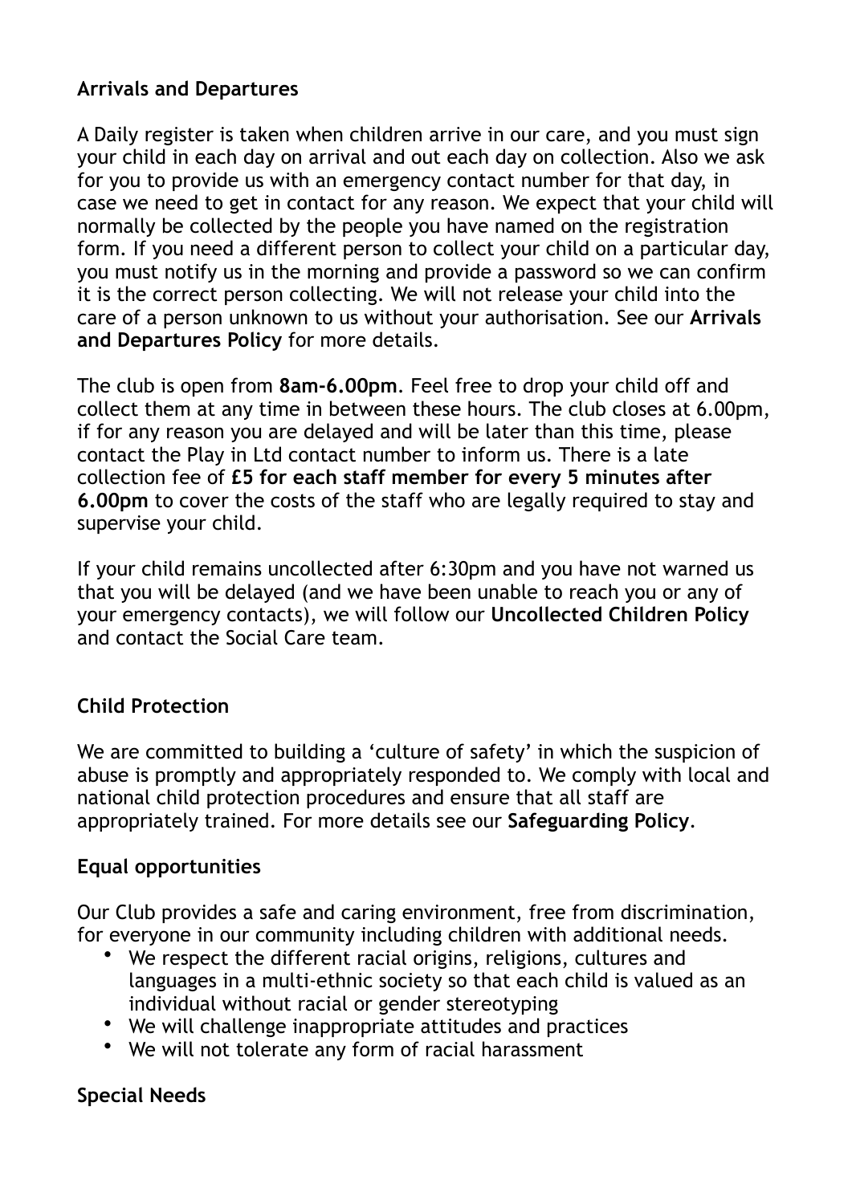**Arrivals and Departures**

A Daily register is taken when children arrive in our care, and you must sign your child in each day on arrival and out each day on collection. Also we ask for you to provide us with an emergency contact number for that day, in case we need to get in contact for any reason. We expect that your child will normally be collected by the people you have named on the registration form. If you need a different person to collect your child on a particular day, you must notify us in the morning and provide a password so we can confirm it is the correct person collecting. We will not release your child into the care of a person unknown to us without your authorisation. See our **Arrivals and Departures Policy** for more details.

The club is open from **8am-6.00pm**. Feel free to drop your child off and collect them at any time in between these hours. The club closes at 6.00pm, if for any reason you are delayed and will be later than this time, please contact the Play in Ltd contact number to inform us. There is a late collection fee of **£5 for each staff member for every 5 minutes after 6.00pm** to cover the costs of the staff who are legally required to stay and supervise your child.

If your child remains uncollected after 6:30pm and you have not warned us that you will be delayed (and we have been unable to reach you or any of your emergency contacts), we will follow our **Uncollected Children Policy** and contact the Social Care team.

**Child Protection**

We are committed to building a 'culture of safety' in which the suspicion of abuse is promptly and appropriately responded to. We comply with local and national child protection procedures and ensure that all staff are appropriately trained. For more details see our **Safeguarding Policy**.

**Equal opportunities**

Our Club provides a safe and caring environment, free from discrimination, for everyone in our community including children with additional needs.

- We respect the different racial origins, religions, cultures and languages in a multi-ethnic society so that each child is valued as an individual without racial or gender stereotyping
- We will challenge inappropriate attitudes and practices
- We will not tolerate any form of racial harassment

**Special Needs**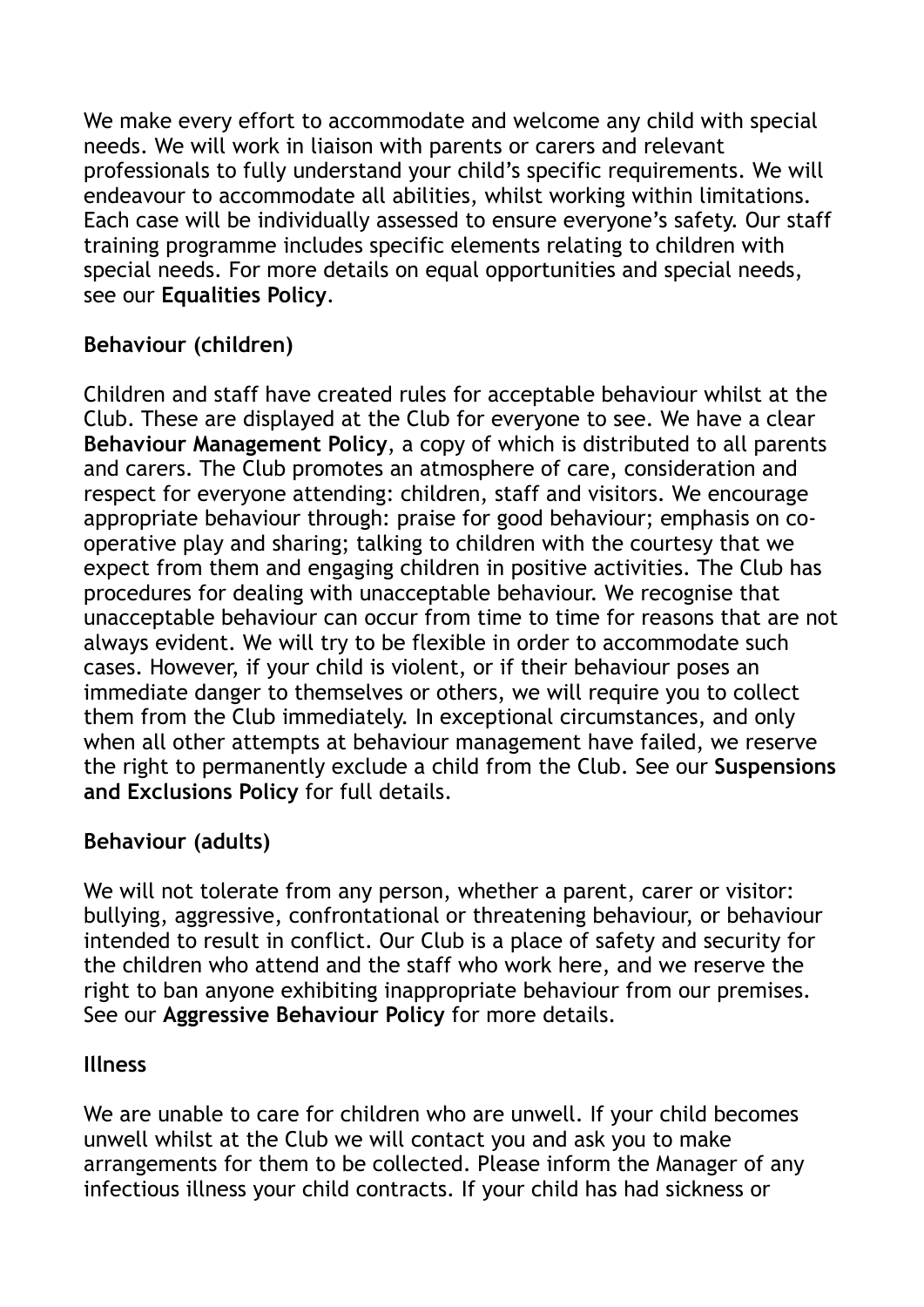We make every effort to accommodate and welcome any child with special needs. We will work in liaison with parents or carers and relevant professionals to fully understand your child's specific requirements. We will endeavour to accommodate all abilities, whilst working within limitations. Each case will be individually assessed to ensure everyone's safety. Our staff training programme includes specific elements relating to children with special needs. For more details on equal opportunities and special needs, see our **Equalities Policy**.

## Behaviour (children)

Children and staff have created rules for acceptable behaviour whilst at the Club. These are displayed at the Club for everyone to see. We have a clear **Behaviour Management Policy**, a copy of which is distributed to all parents and carers. The Club promotes an atmosphere of care, consideration and respect for everyone attending: children, staff and visitors. We encourage appropriate behaviour through: praise for good behaviour; emphasis on co-operative play and sharing; talking to children with the courtesy that we expect from them and engaging children in positive activities. The Club has procedures for dealing with unacceptable behaviour. We recognise that unacceptable behaviour can occur from time to time for reasons that are not always evident. We will try to be flexible in order to accommodate such cases. However, if your child is violent, or if their behaviour poses an immediate danger to themselves or others, we will require you to collect them from the Club immediately. In exceptional circumstances, and only when all other attempts at behaviour management have failed, we reserve the right to permanently exclude a child from the Club. See our **Suspensions and Exclusions Policy** for full details.

## Behaviour (adults)

We will not tolerate from any person, whether a parent, carer or visitor: bullying, aggressive, confrontational or threatening behaviour, or behaviour intended to result in conflict. Our Club is a place of safety and security for the children who attend and the staff who work here, and we reserve the right to ban anyone exhibiting inappropriate behaviour from our premises. See our **Aggressive Behaviour Policy** for more details.

## Illness

We are unable to care for children who are unwell. If your child becomes unwell whilst at the Club we will contact you and ask you to make arrangements for them to be collected. Please inform the Manager of any infectious illness your child contracts. If your child has had sickness or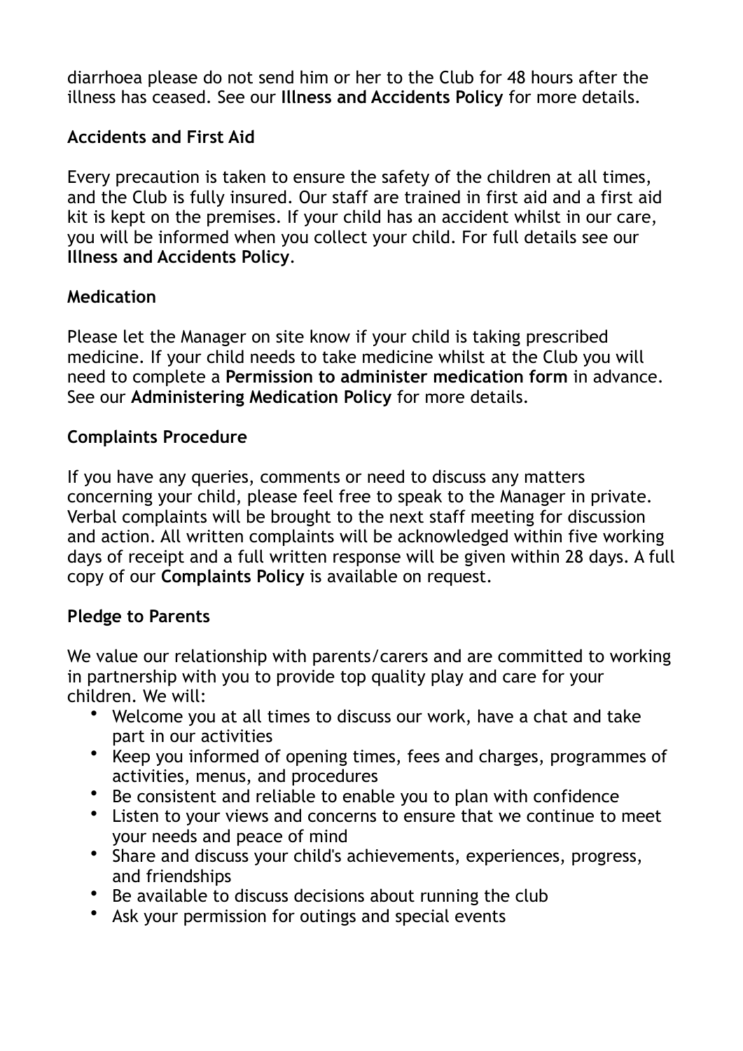diarrhoea please do not send him or her to the Club for 48 hours after the illness has ceased. See our **Illness and Accidents Policy** for more details.

**Accidents and First Aid**

Every precaution is taken to ensure the safety of the children at all times, and the Club is fully insured. Our staff are trained in first aid and a first aid kit is kept on the premises. If your child has an accident whilst in our care, you will be informed when you collect your child. For full details see our **Illness and Accidents Policy**.

**Medication**

Please let the Manager on site know if your child is taking prescribed medicine. If your child needs to take medicine whilst at the Club you will need to complete a **Permission to administer medication form** in advance. See our **Administering Medication Policy** for more details.

**Complaints Procedure**

If you have any queries, comments or need to discuss any matters concerning your child, please feel free to speak to the Manager in private. Verbal complaints will be brought to the next staff meeting for discussion and action. All written complaints will be acknowledged within five working days of receipt and a full written response will be given within 28 days. A full copy of our **Complaints Policy** is available on request.

**Pledge to Parents**

We value our relationship with parents/carers and are committed to working in partnership with you to provide top quality play and care for your children. We will:

- Welcome you at all times to discuss our work, have a chat and take part in our activities
- Keep you informed of opening times, fees and charges, programmes of activities, menus, and procedures
- Be consistent and reliable to enable you to plan with confidence
- Listen to your views and concerns to ensure that we continue to meet your needs and peace of mind
- Share and discuss your child's achievements, experiences, progress, and friendships
- Be available to discuss decisions about running the club
- Ask your permission for outings and special events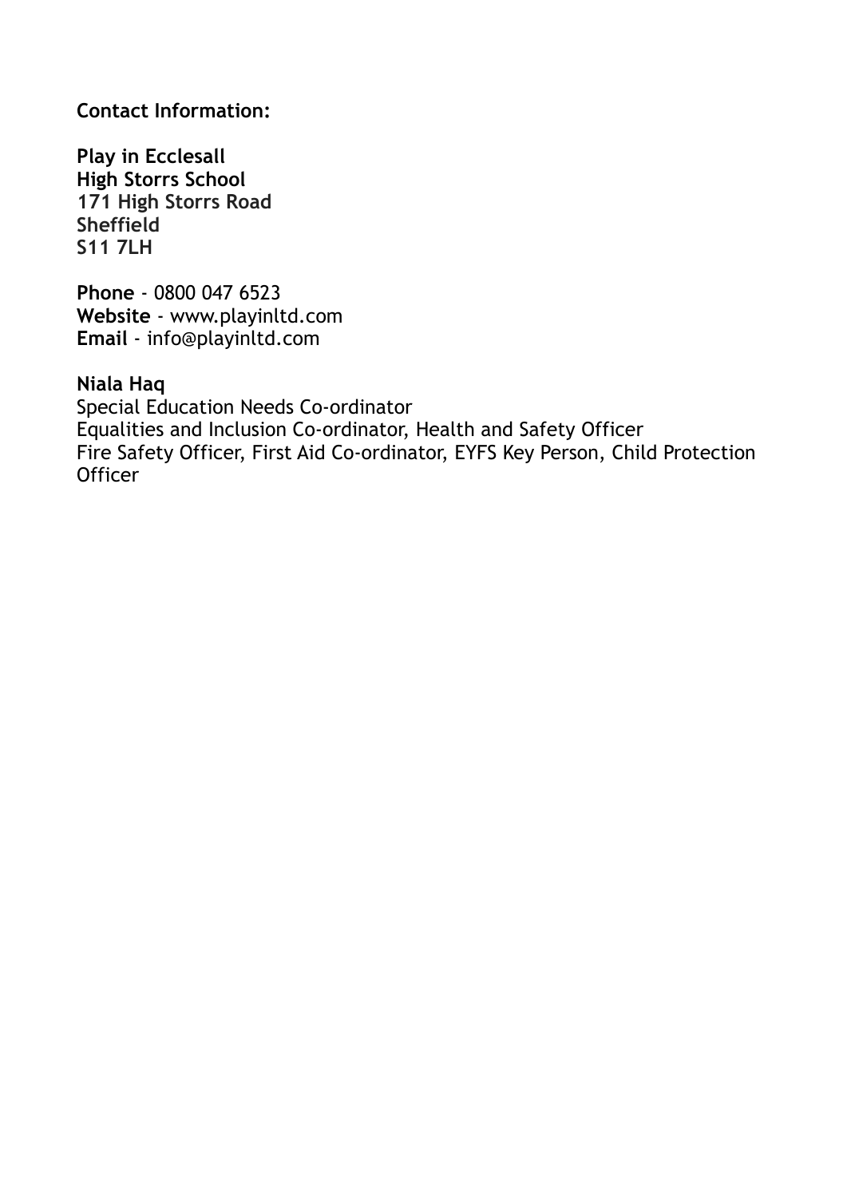**Contact Information:**

**Play in Ecclesall**
**High Storrs School**
**171 High Storrs Road**
**Sheffield**
**S11 7LH**

**Phone** - 0800 047 6523
**Website** - www.playinltd.com
**Email** - info@playinltd.com

**Niala Haq**
Special Education Needs Co-ordinator
Equalities and Inclusion Co-ordinator, Health and Safety Officer
Fire Safety Officer, First Aid Co-ordinator, EYFS Key Person, Child Protection Officer